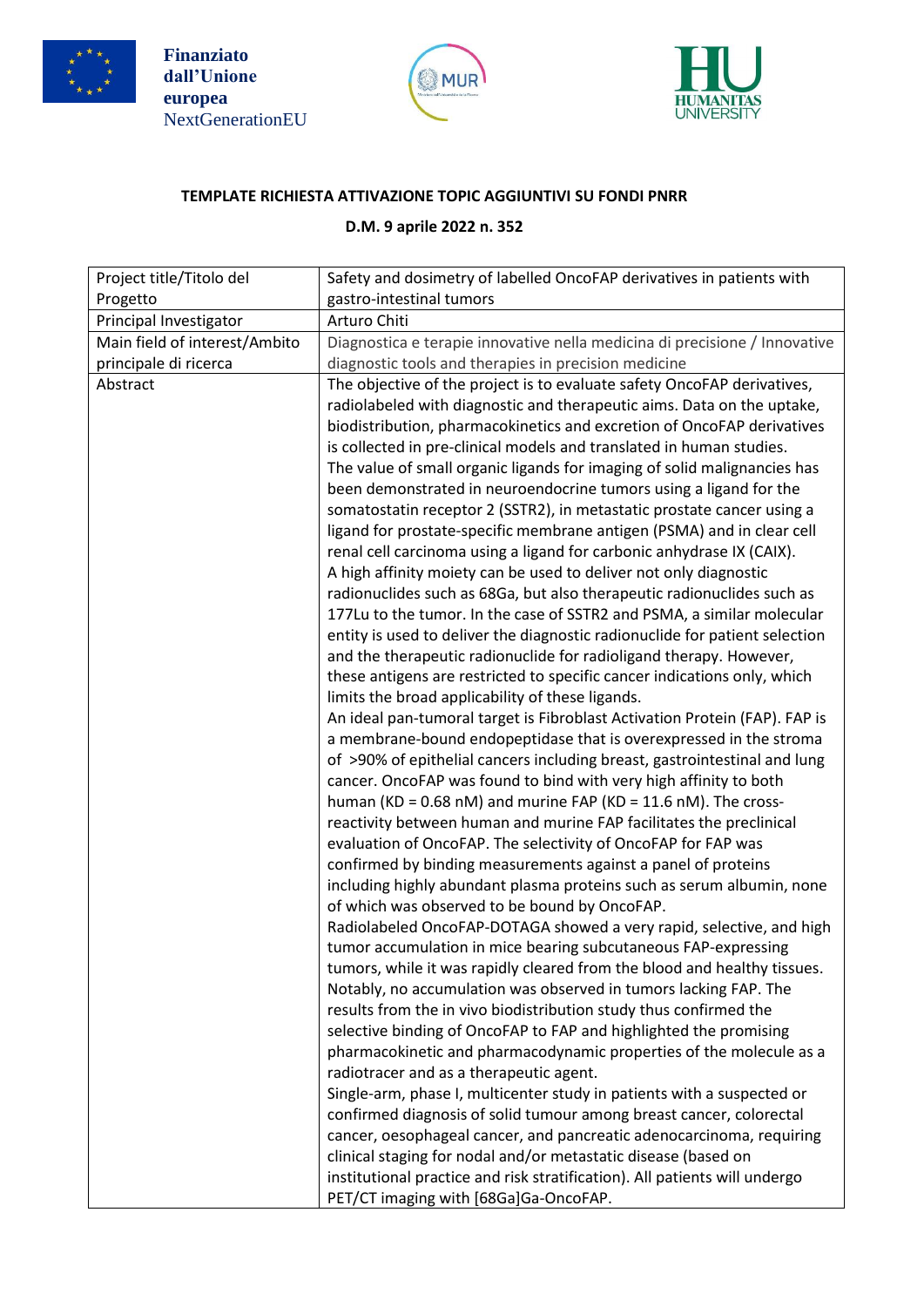Finanziato dall'Unione europea
NextGenerationEU

**TEMPLATE RICHIESTA ATTIVAZIONE TOPIC AGGIUNTIVI SU FONDI PNRR**

**D.M. 9 aprile 2022 n. 352**

| | |
|---|---|
| Project title/Titolo del Progetto | Safety and dosimetry of labelled OncoFAP derivatives in patients with gastro-intestinal tumors |
| Principal Investigator | Arturo Chiti |
| Main field of interest/Ambito principale di ricerca | Diagnostica e terapie innovative nella medicina di precisione / Innovative diagnostic tools and therapies in precision medicine |
| Abstract | The objective of the project is to evaluate safety OncoFAP derivatives, radiolabeled with diagnostic and therapeutic aims. Data on the uptake, biodistribution, pharmacokinetics and excretion of OncoFAP derivatives is collected in pre-clinical models and translated in human studies.<br>The value of small organic ligands for imaging of solid malignancies has been demonstrated in neuroendocrine tumors using a ligand for the somatostatin receptor 2 (SSTR2), in metastatic prostate cancer using a ligand for prostate-specific membrane antigen (PSMA) and in clear cell renal cell carcinoma using a ligand for carbonic anhydrase IX (CAIX).<br>A high affinity moiety can be used to deliver not only diagnostic radionuclides such as 68Ga, but also therapeutic radionuclides such as 177Lu to the tumor. In the case of SSTR2 and PSMA, a similar molecular entity is used to deliver the diagnostic radionuclide for patient selection and the therapeutic radionuclide for radioligand therapy. However, these antigens are restricted to specific cancer indications only, which limits the broad applicability of these ligands.<br>An ideal pan-tumoral target is Fibroblast Activation Protein (FAP). FAP is a membrane-bound endopeptidase that is overexpressed in the stroma of >90% of epithelial cancers including breast, gastrointestinal and lung cancer. OncoFAP was found to bind with very high affinity to both human (KD = 0.68 nM) and murine FAP (KD = 11.6 nM). The cross-reactivity between human and murine FAP facilitates the preclinical evaluation of OncoFAP. The selectivity of OncoFAP for FAP was confirmed by binding measurements against a panel of proteins including highly abundant plasma proteins such as serum albumin, none of which was observed to be bound by OncoFAP.<br>Radiolabeled OncoFAP-DOTAGA showed a very rapid, selective, and high tumor accumulation in mice bearing subcutaneous FAP-expressing tumors, while it was rapidly cleared from the blood and healthy tissues. Notably, no accumulation was observed in tumors lacking FAP. The results from the in vivo biodistribution study thus confirmed the selective binding of OncoFAP to FAP and highlighted the promising pharmacokinetic and pharmacodynamic properties of the molecule as a radiotracer and as a therapeutic agent.<br>Single-arm, phase I, multicenter study in patients with a suspected or confirmed diagnosis of solid tumour among breast cancer, colorectal cancer, oesophageal cancer, and pancreatic adenocarcinoma, requiring clinical staging for nodal and/or metastatic disease (based on institutional practice and risk stratification). All patients will undergo PET/CT imaging with [68Ga]Ga-OncoFAP. |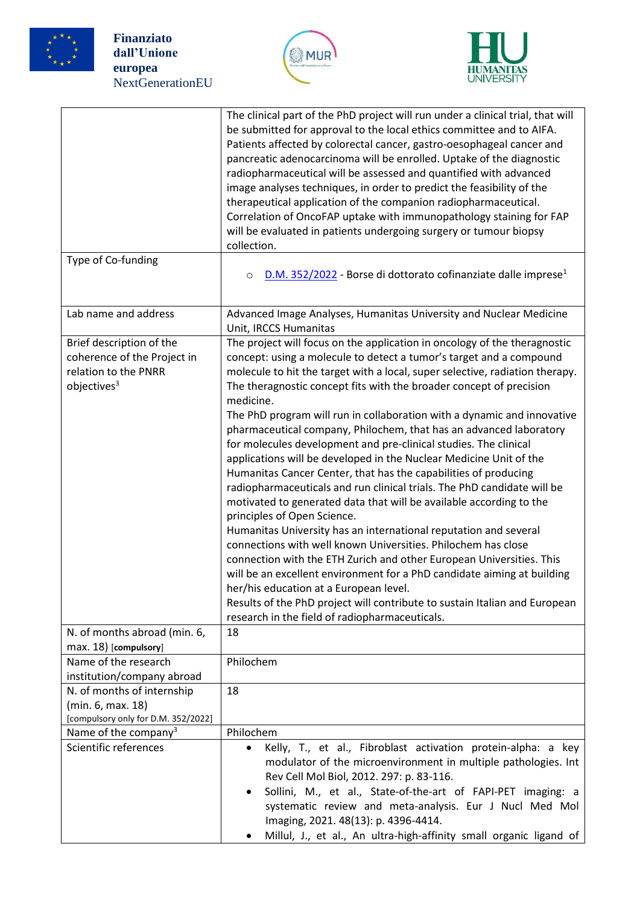| | |
|---|---|
| | The clinical part of the PhD project will run under a clinical trial, that will be submitted for approval to the local ethics committee and to AIFA. Patients affected by colorectal cancer, gastro-oesophageal cancer and pancreatic adenocarcinoma will be enrolled. Uptake of the diagnostic radiopharmaceutical will be assessed and quantified with advanced image analyses techniques, in order to predict the feasibility of the therapeutical application of the companion radiopharmaceutical. Correlation of OncoFAP uptake with immunopathology staining for FAP will be evaluated in patients undergoing surgery or tumour biopsy collection. |
| Type of Co-funding | ○ D.M. 352/2022 - Borse di dottorato cofinanziate dalle imprese[1] |
| Lab name and address | Advanced Image Analyses, Humanitas University and Nuclear Medicine Unit, IRCCS Humanitas |
| Brief description of the coherence of the Project in relation to the PNRR objectives[3] | The project will focus on the application in oncology of the theragnostic concept: using a molecule to detect a tumor's target and a compound molecule to hit the target with a local, super selective, radiation therapy. The theragnostic concept fits with the broader concept of precision medicine.<br>The PhD program will run in collaboration with a dynamic and innovative pharmaceutical company, Philochem, that has an advanced laboratory for molecules development and pre-clinical studies. The clinical applications will be developed in the Nuclear Medicine Unit of the Humanitas Cancer Center, that has the capabilities of producing radiopharmaceuticals and run clinical trials. The PhD candidate will be motivated to generated data that will be available according to the principles of Open Science.<br>Humanitas University has an international reputation and several connections with well known Universities. Philochem has close connection with the ETH Zurich and other European Universities. This will be an excellent environment for a PhD candidate aiming at building her/his education at a European level.<br>Results of the PhD project will contribute to sustain Italian and European research in the field of radiopharmaceuticals. |
| N. of months abroad (min. 6, max. 18) [compulsory] | 18 |
| Name of the research institution/company abroad | Philochem |
| N. of months of internship (min. 6, max. 18) [compulsory only for D.M. 352/2022] | 18 |
| Name of the company[3] | Philochem |
| Scientific references | • Kelly, T., et al., Fibroblast activation protein-alpha: a key modulator of the microenvironment in multiple pathologies. Int Rev Cell Mol Biol, 2012. 297: p. 83-116.<br>• Sollini, M., et al., State-of-the-art of FAPI-PET imaging: a systematic review and meta-analysis. Eur J Nucl Med Mol Imaging, 2021. 48(13): p. 4396-4414.<br>• Millul, J., et al., An ultra-high-affinity small organic ligand of |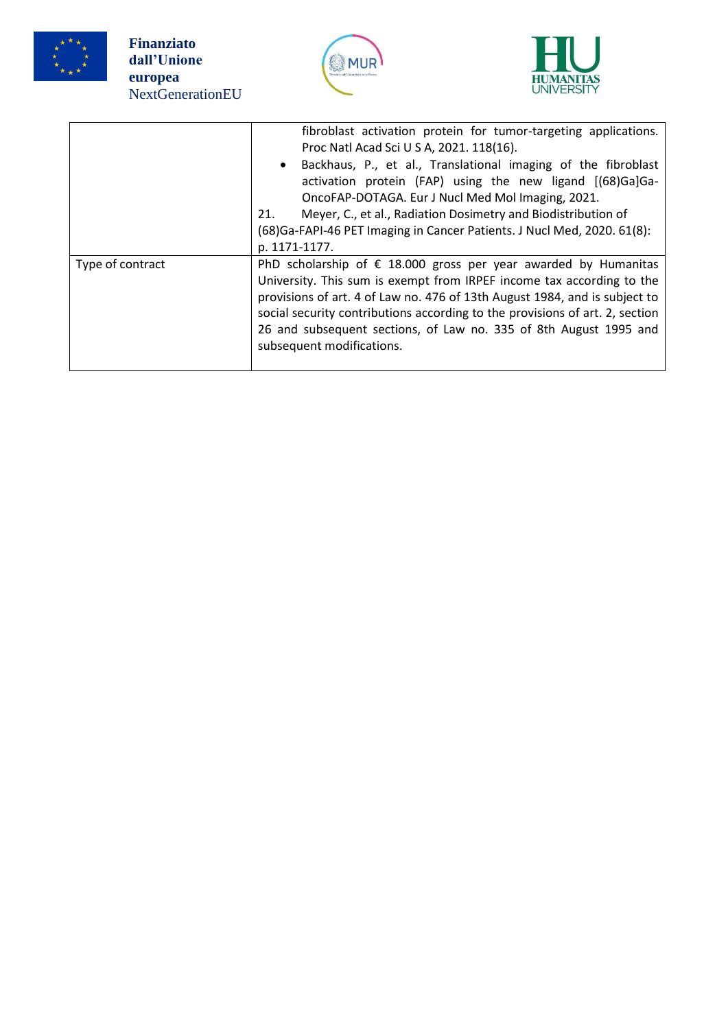| | |
|---|---|
| | fibroblast activation protein for tumor-targeting applications. Proc Natl Acad Sci U S A, 2021. 118(16).<br>• Backhaus, P., et al., Translational imaging of the fibroblast activation protein (FAP) using the new ligand [(68)Ga]Ga-OncoFAP-DOTAGA. Eur J Nucl Med Mol Imaging, 2021.<br>21. Meyer, C., et al., Radiation Dosimetry and Biodistribution of (68)Ga-FAPI-46 PET Imaging in Cancer Patients. J Nucl Med, 2020. 61(8): p. 1171-1177. |
| Type of contract | PhD scholarship of € 18.000 gross per year awarded by Humanitas University. This sum is exempt from IRPEF income tax according to the provisions of art. 4 of Law no. 476 of 13th August 1984, and is subject to social security contributions according to the provisions of art. 2, section 26 and subsequent sections, of Law no. 335 of 8th August 1995 and subsequent modifications. |